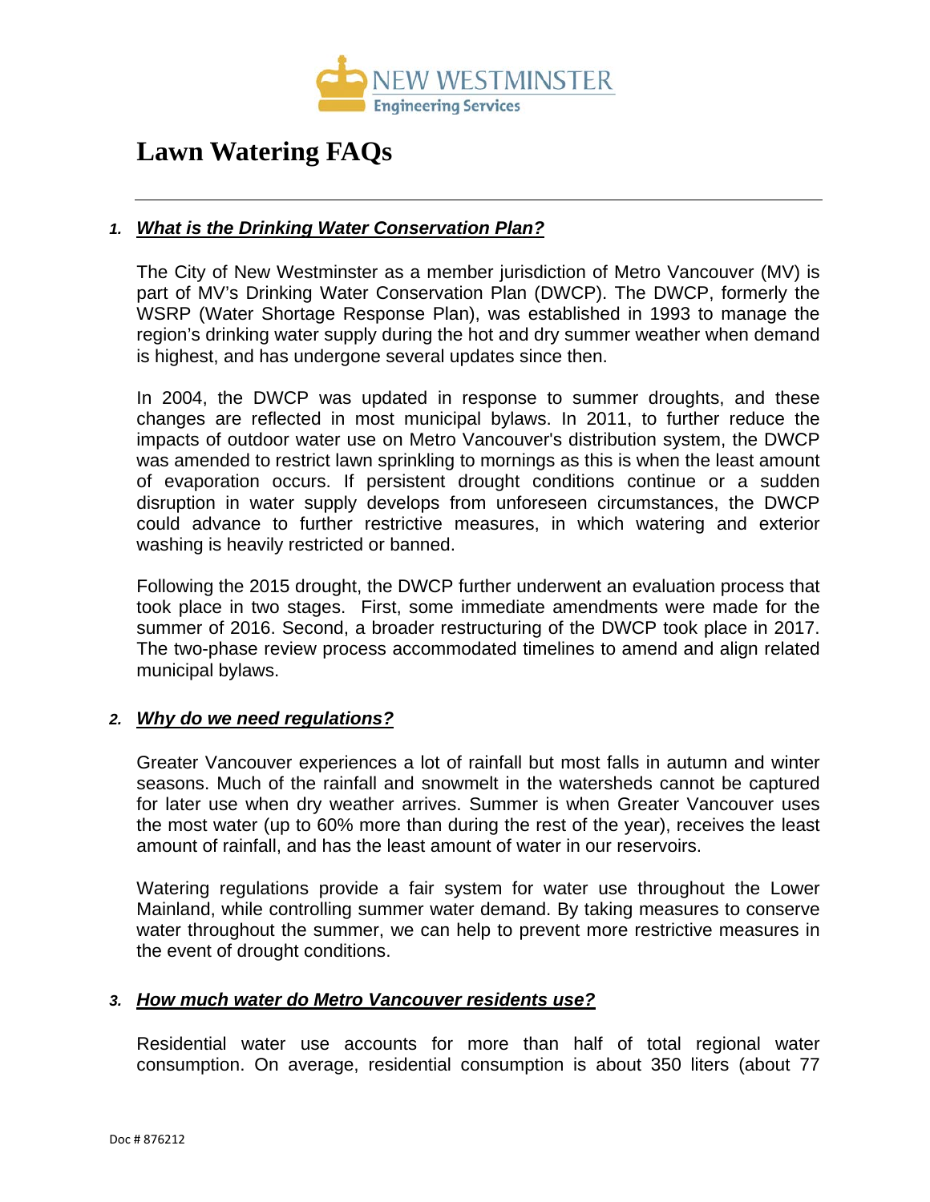NEW WESTMINSTER
Engineering Services

# Lawn Watering FAQs

---

## 1. ***What is the Drinking Water Conservation Plan?***

The City of New Westminster as a member jurisdiction of Metro Vancouver (MV) is part of MV's Drinking Water Conservation Plan (DWCP). The DWCP, formerly the WSRP (Water Shortage Response Plan), was established in 1993 to manage the region's drinking water supply during the hot and dry summer weather when demand is highest, and has undergone several updates since then.

In 2004, the DWCP was updated in response to summer droughts, and these changes are reflected in most municipal bylaws. In 2011, to further reduce the impacts of outdoor water use on Metro Vancouver's distribution system, the DWCP was amended to restrict lawn sprinkling to mornings as this is when the least amount of evaporation occurs. If persistent drought conditions continue or a sudden disruption in water supply develops from unforeseen circumstances, the DWCP could advance to further restrictive measures, in which watering and exterior washing is heavily restricted or banned.

Following the 2015 drought, the DWCP further underwent an evaluation process that took place in two stages. First, some immediate amendments were made for the summer of 2016. Second, a broader restructuring of the DWCP took place in 2017. The two-phase review process accommodated timelines to amend and align related municipal bylaws.

## 2. ***Why do we need regulations?***

Greater Vancouver experiences a lot of rainfall but most falls in autumn and winter seasons. Much of the rainfall and snowmelt in the watersheds cannot be captured for later use when dry weather arrives. Summer is when Greater Vancouver uses the most water (up to 60% more than during the rest of the year), receives the least amount of rainfall, and has the least amount of water in our reservoirs.

Watering regulations provide a fair system for water use throughout the Lower Mainland, while controlling summer water demand. By taking measures to conserve water throughout the summer, we can help to prevent more restrictive measures in the event of drought conditions.

## 3. ***How much water do Metro Vancouver residents use?***

Residential water use accounts for more than half of total regional water consumption. On average, residential consumption is about 350 liters (about 77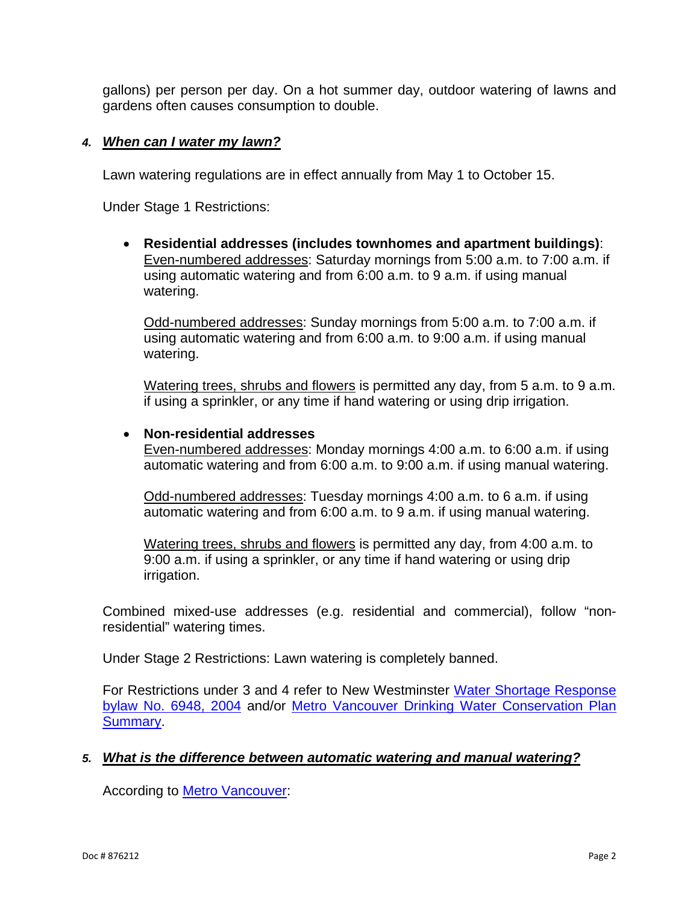gallons) per person per day. On a hot summer day, outdoor watering of lawns and gardens often causes consumption to double.

### 4. ***When can I water my lawn?***

Lawn watering regulations are in effect annually from May 1 to October 15.

Under Stage 1 Restrictions:

- **Residential addresses (includes townhomes and apartment buildings)**: Even-numbered addresses: Saturday mornings from 5:00 a.m. to 7:00 a.m. if using automatic watering and from 6:00 a.m. to 9 a.m. if using manual watering.

  Odd-numbered addresses: Sunday mornings from 5:00 a.m. to 7:00 a.m. if using automatic watering and from 6:00 a.m. to 9:00 a.m. if using manual watering.

  Watering trees, shrubs and flowers is permitted any day, from 5 a.m. to 9 a.m. if using a sprinkler, or any time if hand watering or using drip irrigation.

- **Non-residential addresses**
  Even-numbered addresses: Monday mornings 4:00 a.m. to 6:00 a.m. if using automatic watering and from 6:00 a.m. to 9:00 a.m. if using manual watering.

  Odd-numbered addresses: Tuesday mornings 4:00 a.m. to 6 a.m. if using automatic watering and from 6:00 a.m. to 9 a.m. if using manual watering.

  Watering trees, shrubs and flowers is permitted any day, from 4:00 a.m. to 9:00 a.m. if using a sprinkler, or any time if hand watering or using drip irrigation.

Combined mixed-use addresses (e.g. residential and commercial), follow "non-residential" watering times.

Under Stage 2 Restrictions: Lawn watering is completely banned.

For Restrictions under 3 and 4 refer to New Westminster Water Shortage Response bylaw No. 6948, 2004 and/or Metro Vancouver Drinking Water Conservation Plan Summary.

### 5. ***What is the difference between automatic watering and manual watering?***

According to Metro Vancouver: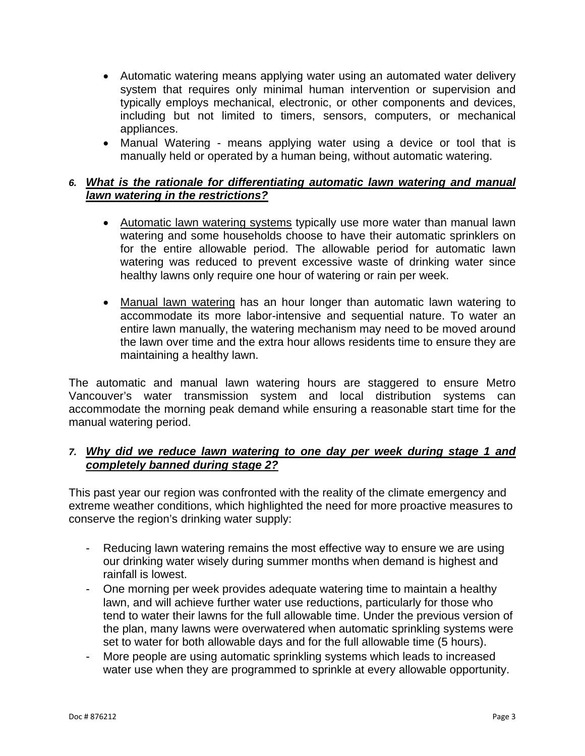- Automatic watering means applying water using an automated water delivery system that requires only minimal human intervention or supervision and typically employs mechanical, electronic, or other components and devices, including but not limited to timers, sensors, computers, or mechanical appliances.
- Manual Watering - means applying water using a device or tool that is manually held or operated by a human being, without automatic watering.

### 6. *What is the rationale for differentiating automatic lawn watering and manual lawn watering in the restrictions?*

- Automatic lawn watering systems typically use more water than manual lawn watering and some households choose to have their automatic sprinklers on for the entire allowable period. The allowable period for automatic lawn watering was reduced to prevent excessive waste of drinking water since healthy lawns only require one hour of watering or rain per week.

- Manual lawn watering has an hour longer than automatic lawn watering to accommodate its more labor-intensive and sequential nature. To water an entire lawn manually, the watering mechanism may need to be moved around the lawn over time and the extra hour allows residents time to ensure they are maintaining a healthy lawn.

The automatic and manual lawn watering hours are staggered to ensure Metro Vancouver's water transmission system and local distribution systems can accommodate the morning peak demand while ensuring a reasonable start time for the manual watering period.

### 7. *Why did we reduce lawn watering to one day per week during stage 1 and completely banned during stage 2?*

This past year our region was confronted with the reality of the climate emergency and extreme weather conditions, which highlighted the need for more proactive measures to conserve the region's drinking water supply:

- Reducing lawn watering remains the most effective way to ensure we are using our drinking water wisely during summer months when demand is highest and rainfall is lowest.
- One morning per week provides adequate watering time to maintain a healthy lawn, and will achieve further water use reductions, particularly for those who tend to water their lawns for the full allowable time. Under the previous version of the plan, many lawns were overwatered when automatic sprinkling systems were set to water for both allowable days and for the full allowable time (5 hours).
- More people are using automatic sprinkling systems which leads to increased water use when they are programmed to sprinkle at every allowable opportunity.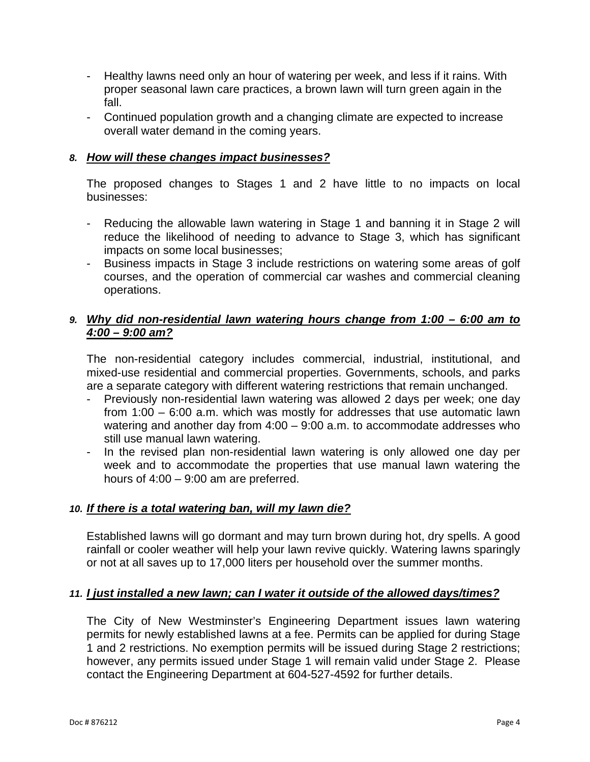- Healthy lawns need only an hour of watering per week, and less if it rains. With proper seasonal lawn care practices, a brown lawn will turn green again in the fall.
- Continued population growth and a changing climate are expected to increase overall water demand in the coming years.

### 8. *How will these changes impact businesses?*

The proposed changes to Stages 1 and 2 have little to no impacts on local businesses:

- Reducing the allowable lawn watering in Stage 1 and banning it in Stage 2 will reduce the likelihood of needing to advance to Stage 3, which has significant impacts on some local businesses;
- Business impacts in Stage 3 include restrictions on watering some areas of golf courses, and the operation of commercial car washes and commercial cleaning operations.

### 9. *Why did non-residential lawn watering hours change from 1:00 – 6:00 am to 4:00 – 9:00 am?*

The non-residential category includes commercial, industrial, institutional, and mixed-use residential and commercial properties. Governments, schools, and parks are a separate category with different watering restrictions that remain unchanged.

- Previously non-residential lawn watering was allowed 2 days per week; one day from 1:00 – 6:00 a.m. which was mostly for addresses that use automatic lawn watering and another day from 4:00 – 9:00 a.m. to accommodate addresses who still use manual lawn watering.
- In the revised plan non-residential lawn watering is only allowed one day per week and to accommodate the properties that use manual lawn watering the hours of 4:00 – 9:00 am are preferred.

### 10. *If there is a total watering ban, will my lawn die?*

Established lawns will go dormant and may turn brown during hot, dry spells. A good rainfall or cooler weather will help your lawn revive quickly. Watering lawns sparingly or not at all saves up to 17,000 liters per household over the summer months.

### 11. *I just installed a new lawn; can I water it outside of the allowed days/times?*

The City of New Westminster's Engineering Department issues lawn watering permits for newly established lawns at a fee. Permits can be applied for during Stage 1 and 2 restrictions. No exemption permits will be issued during Stage 2 restrictions; however, any permits issued under Stage 1 will remain valid under Stage 2. Please contact the Engineering Department at 604-527-4592 for further details.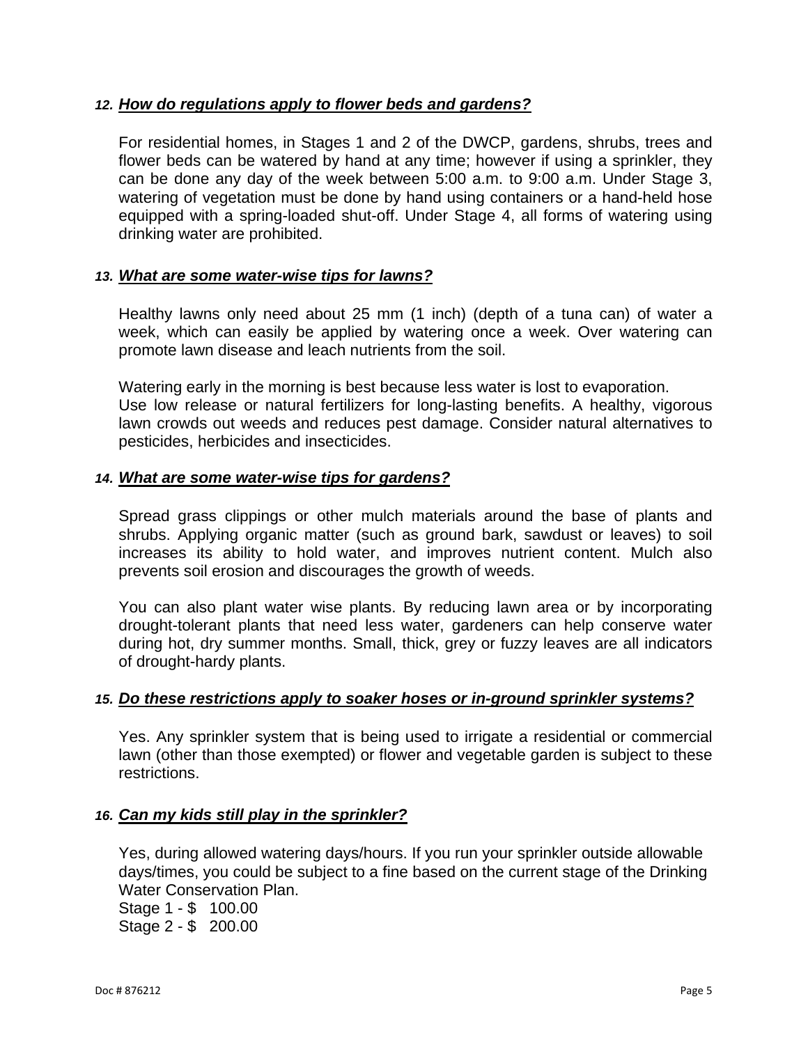### 12. ***How do regulations apply to flower beds and gardens?***

For residential homes, in Stages 1 and 2 of the DWCP, gardens, shrubs, trees and flower beds can be watered by hand at any time; however if using a sprinkler, they can be done any day of the week between 5:00 a.m. to 9:00 a.m. Under Stage 3, watering of vegetation must be done by hand using containers or a hand-held hose equipped with a spring-loaded shut-off. Under Stage 4, all forms of watering using drinking water are prohibited.

### 13. ***What are some water-wise tips for lawns?***

Healthy lawns only need about 25 mm (1 inch) (depth of a tuna can) of water a week, which can easily be applied by watering once a week. Over watering can promote lawn disease and leach nutrients from the soil.

Watering early in the morning is best because less water is lost to evaporation.
Use low release or natural fertilizers for long-lasting benefits. A healthy, vigorous lawn crowds out weeds and reduces pest damage. Consider natural alternatives to pesticides, herbicides and insecticides.

### 14. ***What are some water-wise tips for gardens?***

Spread grass clippings or other mulch materials around the base of plants and shrubs. Applying organic matter (such as ground bark, sawdust or leaves) to soil increases its ability to hold water, and improves nutrient content. Mulch also prevents soil erosion and discourages the growth of weeds.

You can also plant water wise plants. By reducing lawn area or by incorporating drought-tolerant plants that need less water, gardeners can help conserve water during hot, dry summer months. Small, thick, grey or fuzzy leaves are all indicators of drought-hardy plants.

### 15. ***Do these restrictions apply to soaker hoses or in-ground sprinkler systems?***

Yes. Any sprinkler system that is being used to irrigate a residential or commercial lawn (other than those exempted) or flower and vegetable garden is subject to these restrictions.

### 16. ***Can my kids still play in the sprinkler?***

Yes, during allowed watering days/hours. If you run your sprinkler outside allowable days/times, you could be subject to a fine based on the current stage of the Drinking Water Conservation Plan.

Stage 1 - $ 100.00
Stage 2 - $ 200.00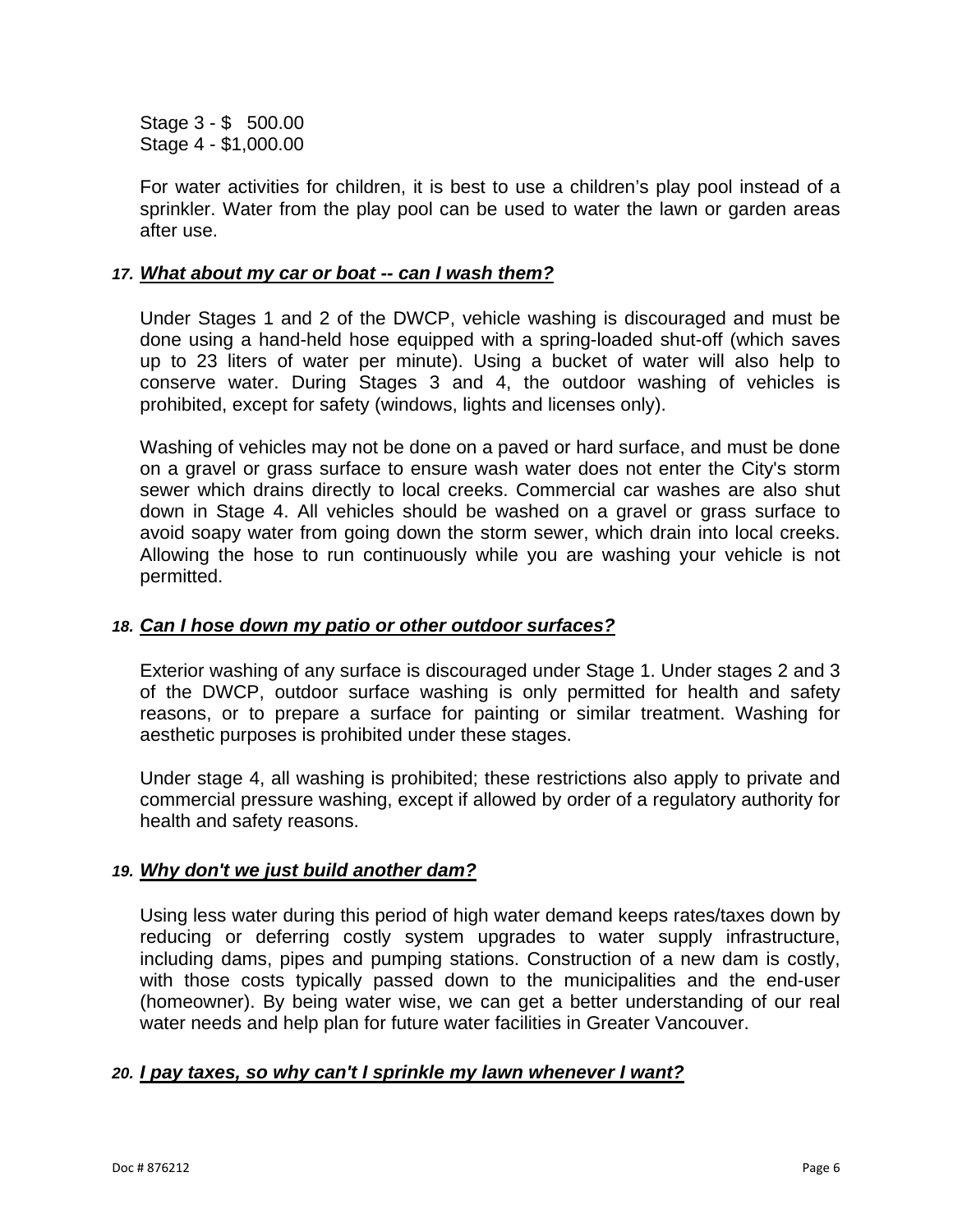Stage 3 - $ 500.00
Stage 4 - $1,000.00

For water activities for children, it is best to use a children's play pool instead of a sprinkler. Water from the play pool can be used to water the lawn or garden areas after use.

### *17.* ***<u>What about my car or boat -- can I wash them?</u>***

Under Stages 1 and 2 of the DWCP, vehicle washing is discouraged and must be done using a hand-held hose equipped with a spring-loaded shut-off (which saves up to 23 liters of water per minute). Using a bucket of water will also help to conserve water. During Stages 3 and 4, the outdoor washing of vehicles is prohibited, except for safety (windows, lights and licenses only).

Washing of vehicles may not be done on a paved or hard surface, and must be done on a gravel or grass surface to ensure wash water does not enter the City's storm sewer which drains directly to local creeks. Commercial car washes are also shut down in Stage 4. All vehicles should be washed on a gravel or grass surface to avoid soapy water from going down the storm sewer, which drain into local creeks. Allowing the hose to run continuously while you are washing your vehicle is not permitted.

### *18.* ***<u>Can I hose down my patio or other outdoor surfaces?</u>***

Exterior washing of any surface is discouraged under Stage 1. Under stages 2 and 3 of the DWCP, outdoor surface washing is only permitted for health and safety reasons, or to prepare a surface for painting or similar treatment. Washing for aesthetic purposes is prohibited under these stages.

Under stage 4, all washing is prohibited; these restrictions also apply to private and commercial pressure washing, except if allowed by order of a regulatory authority for health and safety reasons.

### *19.* ***<u>Why don't we just build another dam?</u>***

Using less water during this period of high water demand keeps rates/taxes down by reducing or deferring costly system upgrades to water supply infrastructure, including dams, pipes and pumping stations. Construction of a new dam is costly, with those costs typically passed down to the municipalities and the end-user (homeowner). By being water wise, we can get a better understanding of our real water needs and help plan for future water facilities in Greater Vancouver.

### *20.* ***<u>I pay taxes, so why can't I sprinkle my lawn whenever I want?</u>***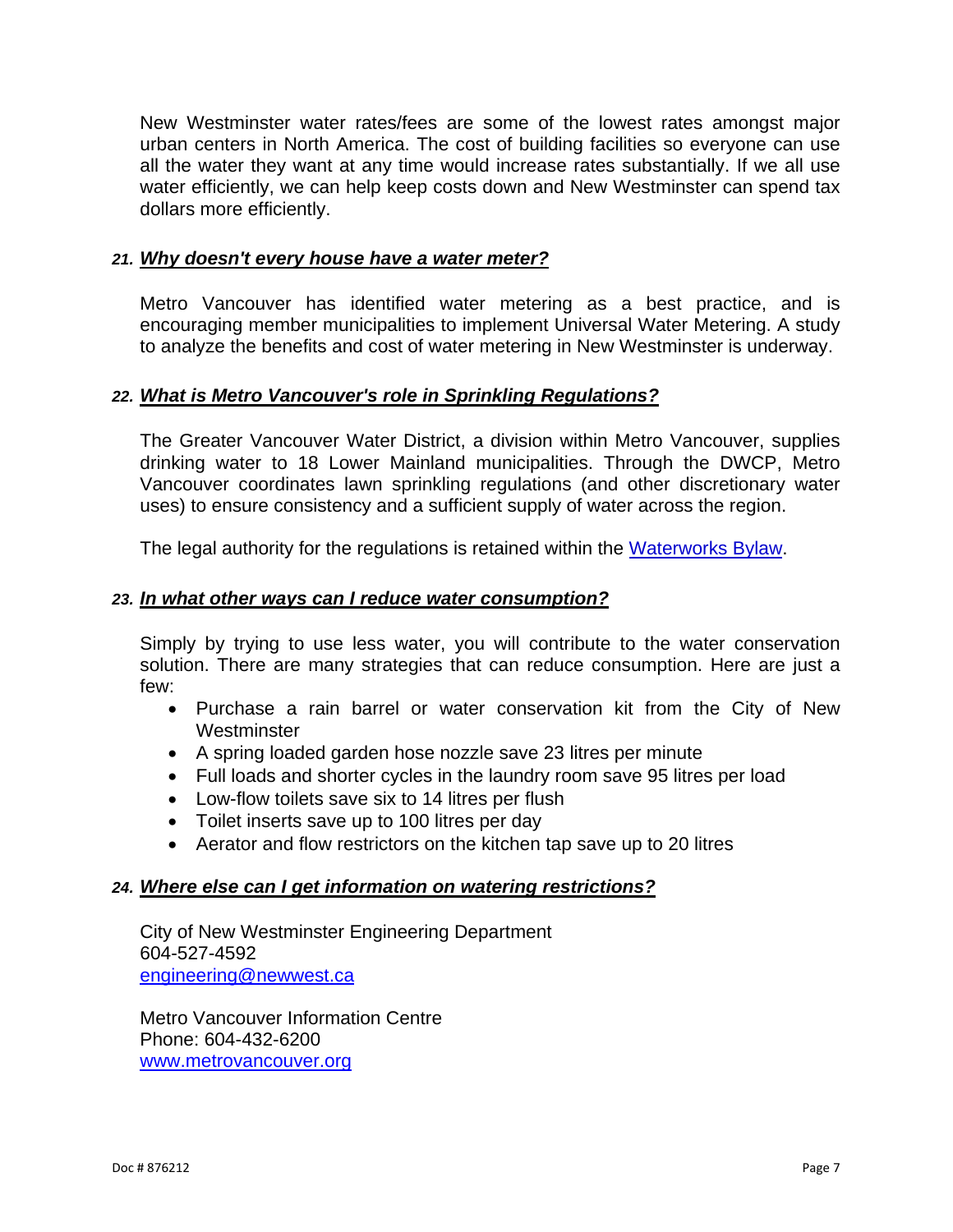New Westminster water rates/fees are some of the lowest rates amongst major urban centers in North America. The cost of building facilities so everyone can use all the water they want at any time would increase rates substantially. If we all use water efficiently, we can help keep costs down and New Westminster can spend tax dollars more efficiently.

### *21. **Why doesn't every house have a water meter?***

Metro Vancouver has identified water metering as a best practice, and is encouraging member municipalities to implement Universal Water Metering. A study to analyze the benefits and cost of water metering in New Westminster is underway.

### *22. **What is Metro Vancouver's role in Sprinkling Regulations?***

The Greater Vancouver Water District, a division within Metro Vancouver, supplies drinking water to 18 Lower Mainland municipalities. Through the DWCP, Metro Vancouver coordinates lawn sprinkling regulations (and other discretionary water uses) to ensure consistency and a sufficient supply of water across the region.

The legal authority for the regulations is retained within the Waterworks Bylaw.

### *23. **In what other ways can I reduce water consumption?***

Simply by trying to use less water, you will contribute to the water conservation solution. There are many strategies that can reduce consumption. Here are just a few:

- Purchase a rain barrel or water conservation kit from the City of New Westminster
- A spring loaded garden hose nozzle save 23 litres per minute
- Full loads and shorter cycles in the laundry room save 95 litres per load
- Low-flow toilets save six to 14 litres per flush
- Toilet inserts save up to 100 litres per day
- Aerator and flow restrictors on the kitchen tap save up to 20 litres

### *24. **Where else can I get information on watering restrictions?***

City of New Westminster Engineering Department
604-527-4592
engineering@newwest.ca

Metro Vancouver Information Centre
Phone: 604-432-6200
www.metrovancouver.org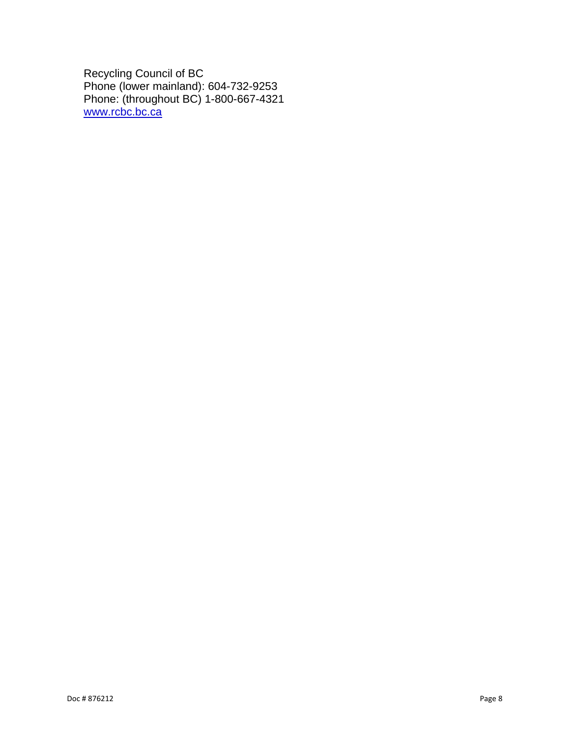Recycling Council of BC
Phone (lower mainland): 604-732-9253
Phone: (throughout BC) 1-800-667-4321
[www.rcbc.bc.ca](http://www.rcbc.bc.ca)